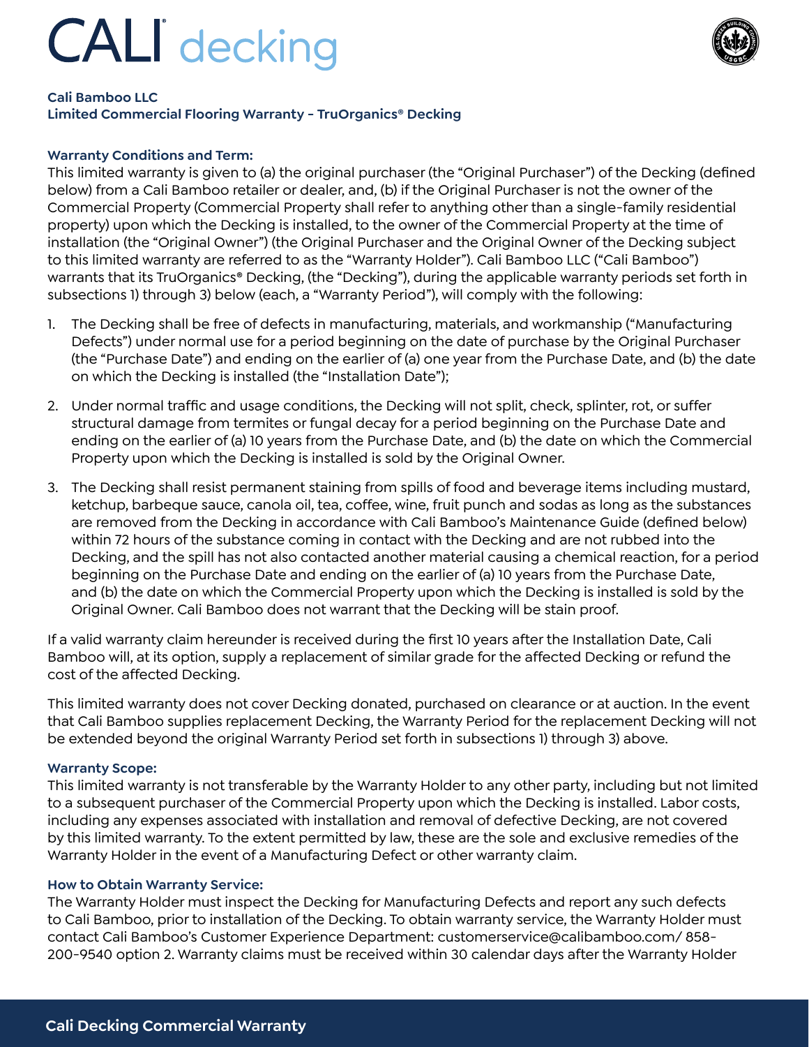# CALI decking

**Cali Bamboo LLC**
**Limited Commercial Flooring Warranty – TruOrganics® Decking**

### Warranty Conditions and Term:

This limited warranty is given to (a) the original purchaser (the "Original Purchaser") of the Decking (defined below) from a Cali Bamboo retailer or dealer, and, (b) if the Original Purchaser is not the owner of the Commercial Property (Commercial Property shall refer to anything other than a single-family residential property) upon which the Decking is installed, to the owner of the Commercial Property at the time of installation (the "Original Owner") (the Original Purchaser and the Original Owner of the Decking subject to this limited warranty are referred to as the "Warranty Holder"). Cali Bamboo LLC ("Cali Bamboo") warrants that its TruOrganics® Decking, (the "Decking"), during the applicable warranty periods set forth in subsections 1) through 3) below (each, a "Warranty Period"), will comply with the following:

1. The Decking shall be free of defects in manufacturing, materials, and workmanship ("Manufacturing Defects") under normal use for a period beginning on the date of purchase by the Original Purchaser (the "Purchase Date") and ending on the earlier of (a) one year from the Purchase Date, and (b) the date on which the Decking is installed (the "Installation Date");

2. Under normal traffic and usage conditions, the Decking will not split, check, splinter, rot, or suffer structural damage from termites or fungal decay for a period beginning on the Purchase Date and ending on the earlier of (a) 10 years from the Purchase Date, and (b) the date on which the Commercial Property upon which the Decking is installed is sold by the Original Owner.

3. The Decking shall resist permanent staining from spills of food and beverage items including mustard, ketchup, barbeque sauce, canola oil, tea, coffee, wine, fruit punch and sodas as long as the substances are removed from the Decking in accordance with Cali Bamboo's Maintenance Guide (defined below) within 72 hours of the substance coming in contact with the Decking and are not rubbed into the Decking, and the spill has not also contacted another material causing a chemical reaction, for a period beginning on the Purchase Date and ending on the earlier of (a) 10 years from the Purchase Date, and (b) the date on which the Commercial Property upon which the Decking is installed is sold by the Original Owner. Cali Bamboo does not warrant that the Decking will be stain proof.

If a valid warranty claim hereunder is received during the first 10 years after the Installation Date, Cali Bamboo will, at its option, supply a replacement of similar grade for the affected Decking or refund the cost of the affected Decking.

This limited warranty does not cover Decking donated, purchased on clearance or at auction. In the event that Cali Bamboo supplies replacement Decking, the Warranty Period for the replacement Decking will not be extended beyond the original Warranty Period set forth in subsections 1) through 3) above.

### Warranty Scope:

This limited warranty is not transferable by the Warranty Holder to any other party, including but not limited to a subsequent purchaser of the Commercial Property upon which the Decking is installed. Labor costs, including any expenses associated with installation and removal of defective Decking, are not covered by this limited warranty. To the extent permitted by law, these are the sole and exclusive remedies of the Warranty Holder in the event of a Manufacturing Defect or other warranty claim.

### How to Obtain Warranty Service:

The Warranty Holder must inspect the Decking for Manufacturing Defects and report any such defects to Cali Bamboo, prior to installation of the Decking. To obtain warranty service, the Warranty Holder must contact Cali Bamboo's Customer Experience Department: customerservice@calibamboo.com/ 858-200-9540 option 2. Warranty claims must be received within 30 calendar days after the Warranty Holder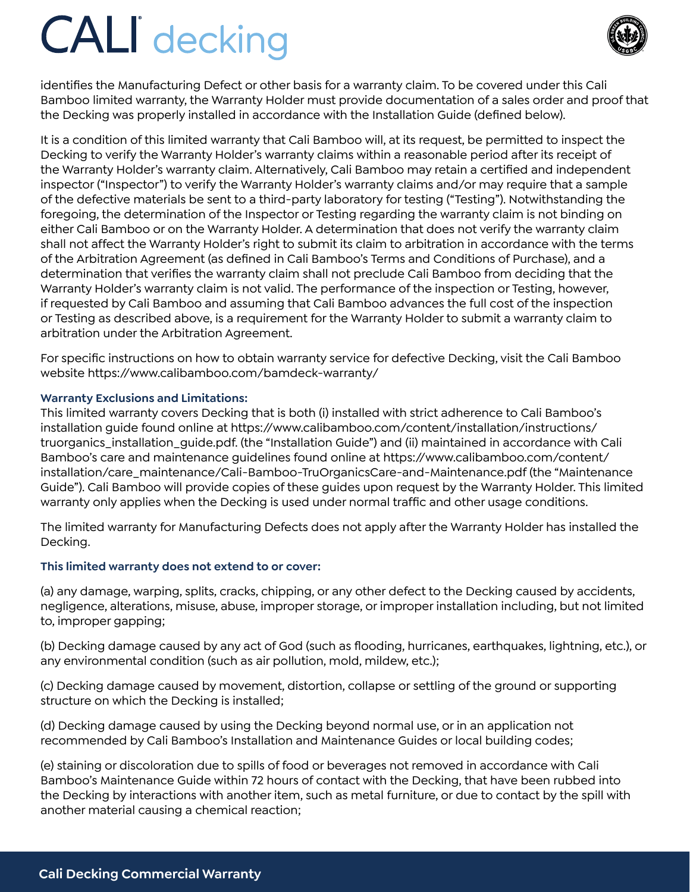identifies the Manufacturing Defect or other basis for a warranty claim. To be covered under this Cali Bamboo limited warranty, the Warranty Holder must provide documentation of a sales order and proof that the Decking was properly installed in accordance with the Installation Guide (defined below).

It is a condition of this limited warranty that Cali Bamboo will, at its request, be permitted to inspect the Decking to verify the Warranty Holder's warranty claims within a reasonable period after its receipt of the Warranty Holder's warranty claim. Alternatively, Cali Bamboo may retain a certified and independent inspector ("Inspector") to verify the Warranty Holder's warranty claims and/or may require that a sample of the defective materials be sent to a third-party laboratory for testing ("Testing"). Notwithstanding the foregoing, the determination of the Inspector or Testing regarding the warranty claim is not binding on either Cali Bamboo or on the Warranty Holder. A determination that does not verify the warranty claim shall not affect the Warranty Holder's right to submit its claim to arbitration in accordance with the terms of the Arbitration Agreement (as defined in Cali Bamboo's Terms and Conditions of Purchase), and a determination that verifies the warranty claim shall not preclude Cali Bamboo from deciding that the Warranty Holder's warranty claim is not valid. The performance of the inspection or Testing, however, if requested by Cali Bamboo and assuming that Cali Bamboo advances the full cost of the inspection or Testing as described above, is a requirement for the Warranty Holder to submit a warranty claim to arbitration under the Arbitration Agreement.

For specific instructions on how to obtain warranty service for defective Decking, visit the Cali Bamboo website https://www.calibamboo.com/bamdeck-warranty/

### Warranty Exclusions and Limitations:

This limited warranty covers Decking that is both (i) installed with strict adherence to Cali Bamboo's installation guide found online at https://www.calibamboo.com/content/installation/instructions/truorganics_installation_guide.pdf. (the "Installation Guide") and (ii) maintained in accordance with Cali Bamboo's care and maintenance guidelines found online at https://www.calibamboo.com/content/installation/care_maintenance/Cali-Bamboo-TruOrganicsCare-and-Maintenance.pdf (the "Maintenance Guide"). Cali Bamboo will provide copies of these guides upon request by the Warranty Holder. This limited warranty only applies when the Decking is used under normal traffic and other usage conditions.

The limited warranty for Manufacturing Defects does not apply after the Warranty Holder has installed the Decking.

### This limited warranty does not extend to or cover:

(a) any damage, warping, splits, cracks, chipping, or any other defect to the Decking caused by accidents, negligence, alterations, misuse, abuse, improper storage, or improper installation including, but not limited to, improper gapping;

(b) Decking damage caused by any act of God (such as flooding, hurricanes, earthquakes, lightning, etc.), or any environmental condition (such as air pollution, mold, mildew, etc.);

(c) Decking damage caused by movement, distortion, collapse or settling of the ground or supporting structure on which the Decking is installed;

(d) Decking damage caused by using the Decking beyond normal use, or in an application not recommended by Cali Bamboo's Installation and Maintenance Guides or local building codes;

(e) staining or discoloration due to spills of food or beverages not removed in accordance with Cali Bamboo's Maintenance Guide within 72 hours of contact with the Decking, that have been rubbed into the Decking by interactions with another item, such as metal furniture, or due to contact by the spill with another material causing a chemical reaction;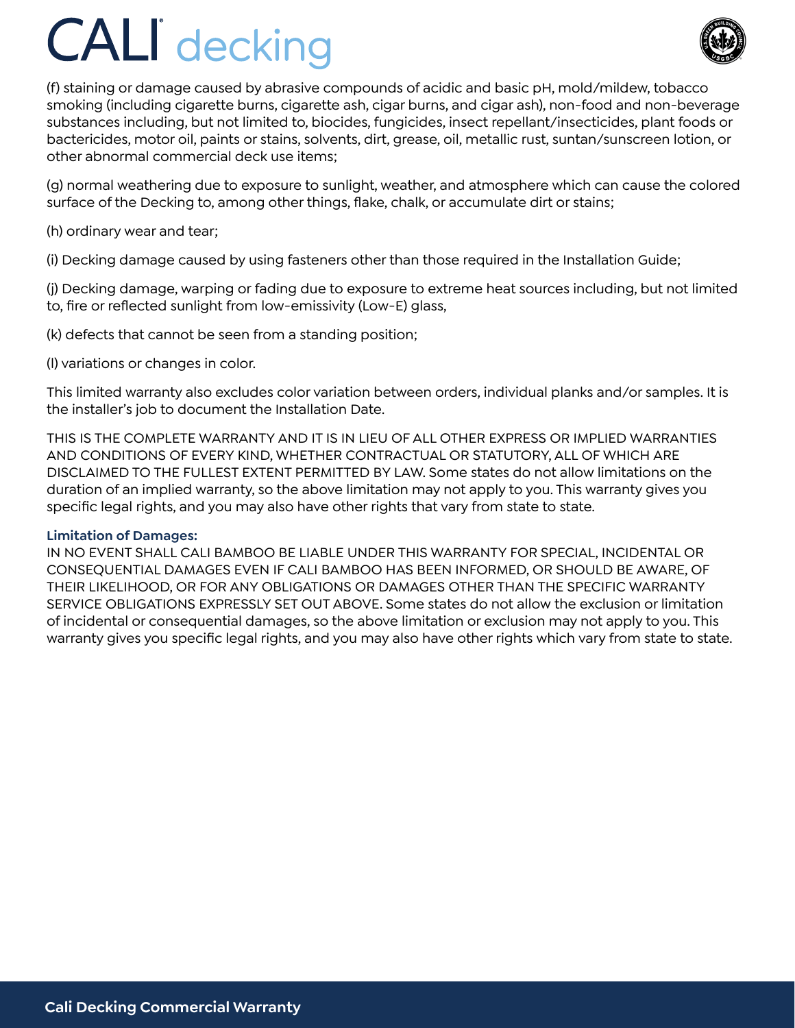(f) staining or damage caused by abrasive compounds of acidic and basic pH, mold/mildew, tobacco smoking (including cigarette burns, cigarette ash, cigar burns, and cigar ash), non-food and non-beverage substances including, but not limited to, biocides, fungicides, insect repellant/insecticides, plant foods or bactericides, motor oil, paints or stains, solvents, dirt, grease, oil, metallic rust, suntan/sunscreen lotion, or other abnormal commercial deck use items;

(g) normal weathering due to exposure to sunlight, weather, and atmosphere which can cause the colored surface of the Decking to, among other things, flake, chalk, or accumulate dirt or stains;

(h) ordinary wear and tear;

(i) Decking damage caused by using fasteners other than those required in the Installation Guide;

(j) Decking damage, warping or fading due to exposure to extreme heat sources including, but not limited to, fire or reflected sunlight from low-emissivity (Low-E) glass,

(k) defects that cannot be seen from a standing position;

(l) variations or changes in color.

This limited warranty also excludes color variation between orders, individual planks and/or samples. It is the installer's job to document the Installation Date.

THIS IS THE COMPLETE WARRANTY AND IT IS IN LIEU OF ALL OTHER EXPRESS OR IMPLIED WARRANTIES AND CONDITIONS OF EVERY KIND, WHETHER CONTRACTUAL OR STATUTORY, ALL OF WHICH ARE DISCLAIMED TO THE FULLEST EXTENT PERMITTED BY LAW. Some states do not allow limitations on the duration of an implied warranty, so the above limitation may not apply to you. This warranty gives you specific legal rights, and you may also have other rights that vary from state to state.

**Limitation of Damages:**

IN NO EVENT SHALL CALI BAMBOO BE LIABLE UNDER THIS WARRANTY FOR SPECIAL, INCIDENTAL OR CONSEQUENTIAL DAMAGES EVEN IF CALI BAMBOO HAS BEEN INFORMED, OR SHOULD BE AWARE, OF THEIR LIKELIHOOD, OR FOR ANY OBLIGATIONS OR DAMAGES OTHER THAN THE SPECIFIC WARRANTY SERVICE OBLIGATIONS EXPRESSLY SET OUT ABOVE. Some states do not allow the exclusion or limitation of incidental or consequential damages, so the above limitation or exclusion may not apply to you. This warranty gives you specific legal rights, and you may also have other rights which vary from state to state.